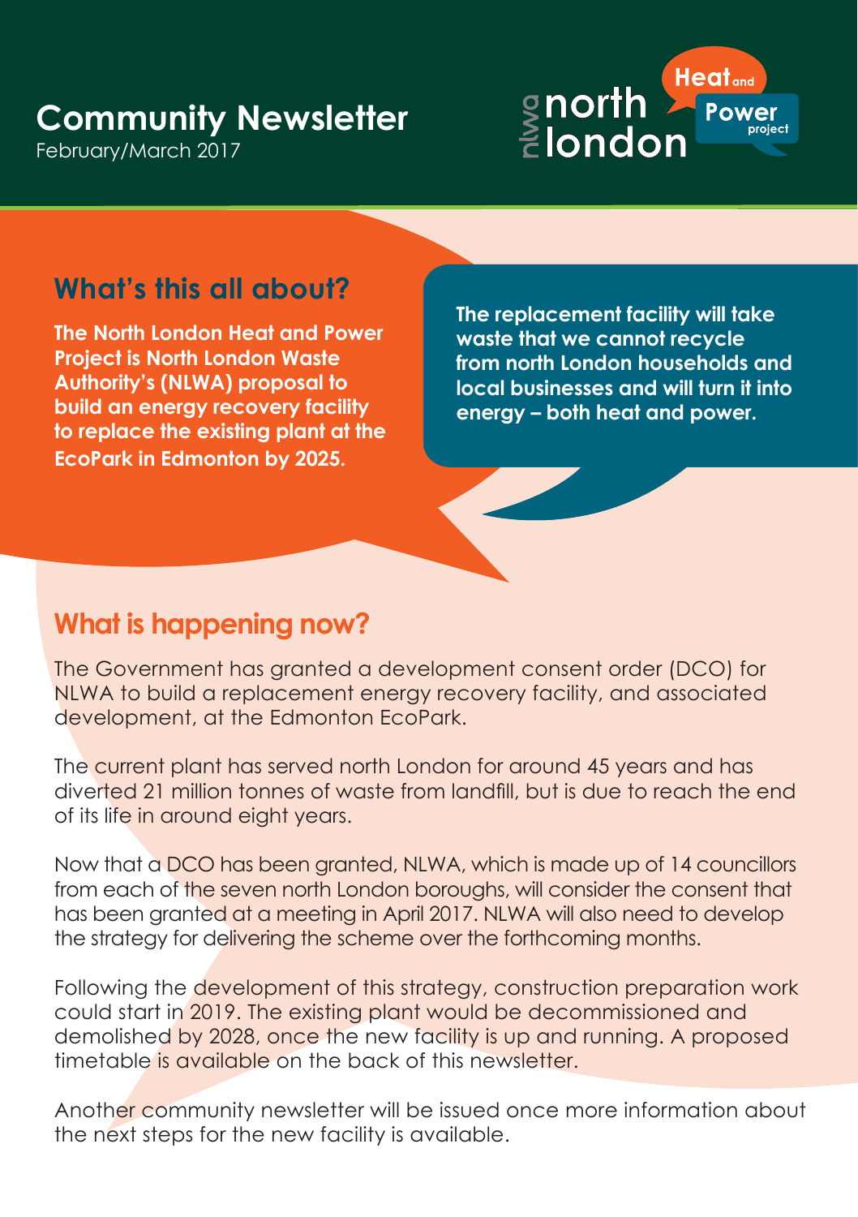# Community Newsletter

February/March 2017

nlwa north london Heat and Power project

## What's this all about?

**The North London Heat and Power Project is North London Waste Authority's (NLWA) proposal to build an energy recovery facility to replace the existing plant at the EcoPark in Edmonton by 2025.**

**The replacement facility will take waste that we cannot recycle from north London households and local businesses and will turn it into energy – both heat and power.**

## What is happening now?

The Government has granted a development consent order (DCO) for NLWA to build a replacement energy recovery facility, and associated development, at the Edmonton EcoPark.

The current plant has served north London for around 45 years and has diverted 21 million tonnes of waste from landfill, but is due to reach the end of its life in around eight years.

Now that a DCO has been granted, NLWA, which is made up of 14 councillors from each of the seven north London boroughs, will consider the consent that has been granted at a meeting in April 2017. NLWA will also need to develop the strategy for delivering the scheme over the forthcoming months.

Following the development of this strategy, construction preparation work could start in 2019. The existing plant would be decommissioned and demolished by 2028, once the new facility is up and running. A proposed timetable is available on the back of this newsletter.

Another community newsletter will be issued once more information about the next steps for the new facility is available.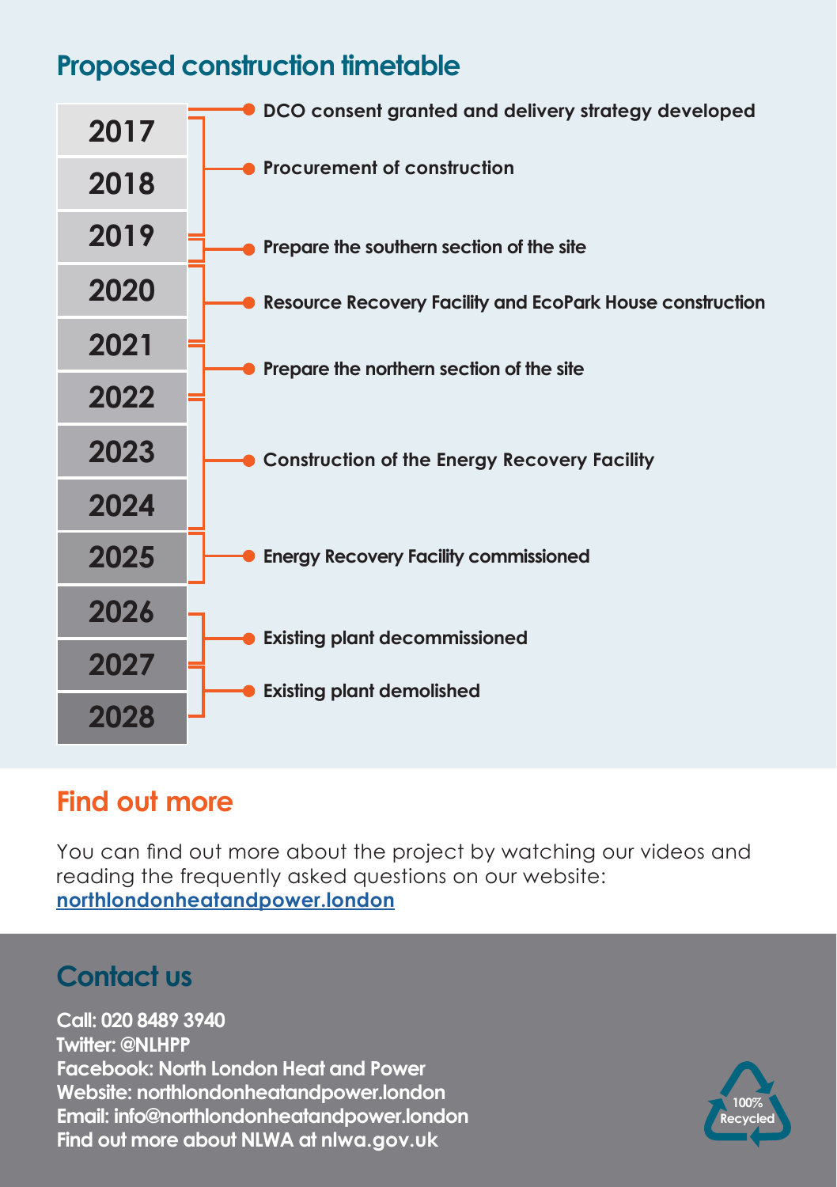## Proposed construction timetable

2017
2018
2019
2020
2021
2022
2023
2024
2025
2026
2027
2028

- **DCO consent granted and delivery strategy developed**
- **Procurement of construction**
- **Prepare the southern section of the site**
- **Resource Recovery Facility and EcoPark House construction**
- **Prepare the northern section of the site**
- **Construction of the Energy Recovery Facility**
- **Energy Recovery Facility commissioned**
- **Existing plant decommissioned**
- **Existing plant demolished**

## Find out more

You can find out more about the project by watching our videos and reading the frequently asked questions on our website: **northlondonheatandpower.london**

## Contact us

**Call: 020 8489 3940**
**Twitter: @NLHPP**
**Facebook: North London Heat and Power**
**Website: northlondonheatandpower.london**
**Email: info@northlondonheatandpower.london**
**Find out more about NLWA at nlwa.gov.uk**

100% Recycled